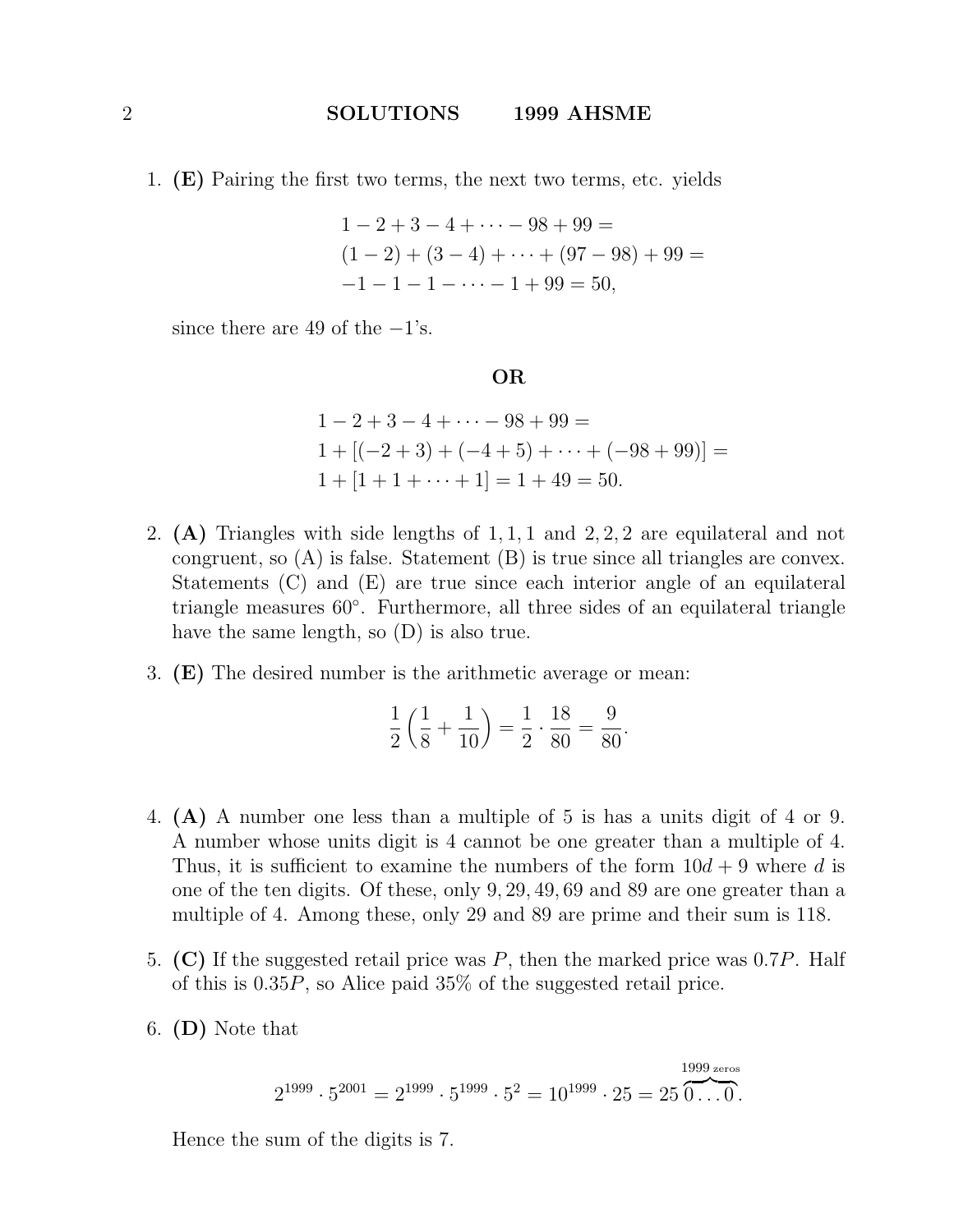1. **(E)** Pairing the first two terms, the next two terms, etc. yields

$$1 - 2 + 3 - 4 + \cdots - 98 + 99 =$$
$$(1-2) + (3-4) + \cdots + (97-98) + 99 =$$
$$-1 - 1 - 1 - \cdots - 1 + 99 = 50,$$

since there are 49 of the $-1$'s.

**OR**

$$1 - 2 + 3 - 4 + \cdots - 98 + 99 =$$
$$1 + [(-2+3) + (-4+5) + \cdots + (-98+99)] =$$
$$1 + [1 + 1 + \cdots + 1] = 1 + 49 = 50.$$

2. **(A)** Triangles with side lengths of $1,1,1$ and $2,2,2$ are equilateral and not congruent, so (A) is false. Statement (B) is true since all triangles are convex. Statements (C) and (E) are true since each interior angle of an equilateral triangle measures $60^\circ$. Furthermore, all three sides of an equilateral triangle have the same length, so (D) is also true.

3. **(E)** The desired number is the arithmetic average or mean:

$$\frac{1}{2}\left(\frac{1}{8} + \frac{1}{10}\right) = \frac{1}{2} \cdot \frac{18}{80} = \frac{9}{80}.$$

4. **(A)** A number one less than a multiple of 5 is has a units digit of 4 or 9. A number whose units digit is 4 cannot be one greater than a multiple of 4. Thus, it is sufficient to examine the numbers of the form $10d + 9$ where $d$ is one of the ten digits. Of these, only $9, 29, 49, 69$ and $89$ are one greater than a multiple of 4. Among these, only 29 and 89 are prime and their sum is 118.

5. **(C)** If the suggested retail price was $P$, then the marked price was $0.7P$. Half of this is $0.35P$, so Alice paid 35% of the suggested retail price.

6. **(D)** Note that

$$2^{1999} \cdot 5^{2001} = 2^{1999} \cdot 5^{1999} \cdot 5^2 = 10^{1999} \cdot 25 = 25\overbrace{0\ldots0}^{1999 \text{ zeros}}.$$

Hence the sum of the digits is 7.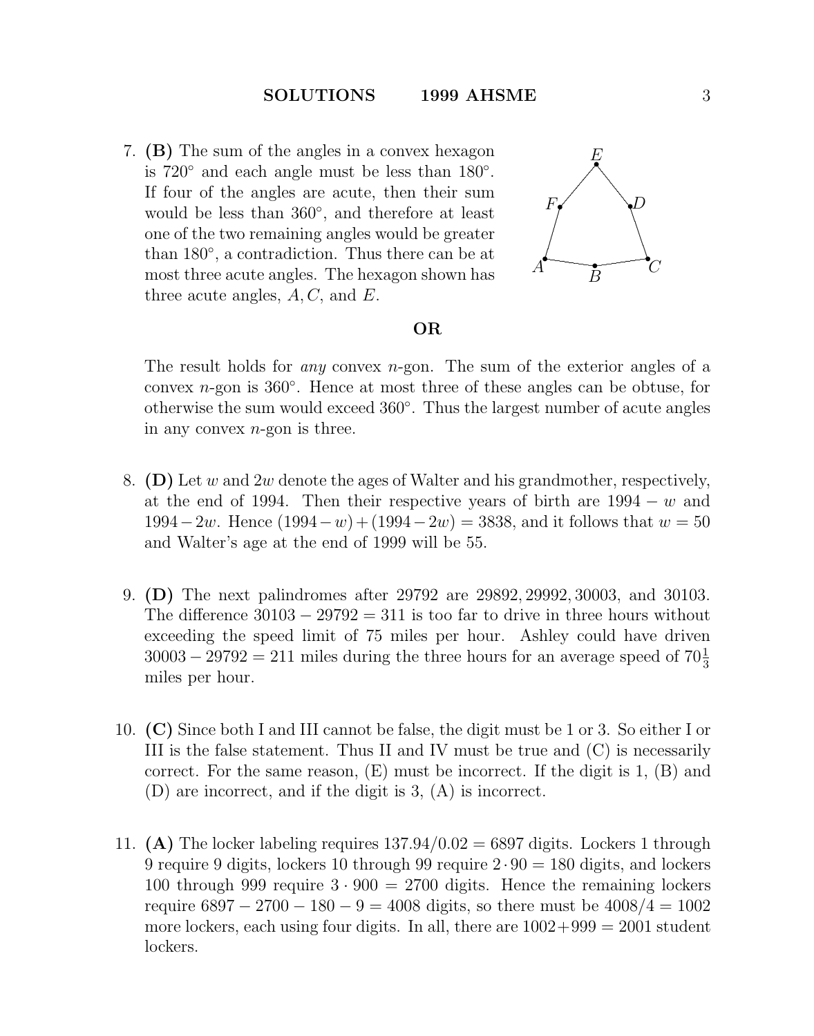7. **(B)** The sum of the angles in a convex hexagon is $720^\circ$ and each angle must be less than $180^\circ$. If four of the angles are acute, then their sum would be less than $360^\circ$, and therefore at least one of the two remaining angles would be greater than $180^\circ$, a contradiction. Thus there can be at most three acute angles. The hexagon shown has three acute angles, $A, C$, and $E$.

**OR**

The result holds for *any* convex $n$-gon. The sum of the exterior angles of a convex $n$-gon is $360^\circ$. Hence at most three of these angles can be obtuse, for otherwise the sum would exceed $360^\circ$. Thus the largest number of acute angles in any convex $n$-gon is three.

8. **(D)** Let $w$ and $2w$ denote the ages of Walter and his grandmother, respectively, at the end of 1994. Then their respective years of birth are $1994 - w$ and $1994 - 2w$. Hence $(1994 - w) + (1994 - 2w) = 3838$, and it follows that $w = 50$ and Walter's age at the end of 1999 will be 55.

9. **(D)** The next palindromes after 29792 are 29892, 29992, 30003, and 30103. The difference $30103 - 29792 = 311$ is too far to drive in three hours without exceeding the speed limit of 75 miles per hour. Ashley could have driven $30003 - 29792 = 211$ miles during the three hours for an average speed of $70\frac{1}{3}$ miles per hour.

10. **(C)** Since both I and III cannot be false, the digit must be 1 or 3. So either I or III is the false statement. Thus II and IV must be true and (C) is necessarily correct. For the same reason, (E) must be incorrect. If the digit is 1, (B) and (D) are incorrect, and if the digit is 3, (A) is incorrect.

11. **(A)** The locker labeling requires $137.94/0.02 = 6897$ digits. Lockers 1 through 9 require 9 digits, lockers 10 through 99 require $2 \cdot 90 = 180$ digits, and lockers 100 through 999 require $3 \cdot 900 = 2700$ digits. Hence the remaining lockers require $6897 - 2700 - 180 - 9 = 4008$ digits, so there must be $4008/4 = 1002$ more lockers, each using four digits. In all, there are $1002 + 999 = 2001$ student lockers.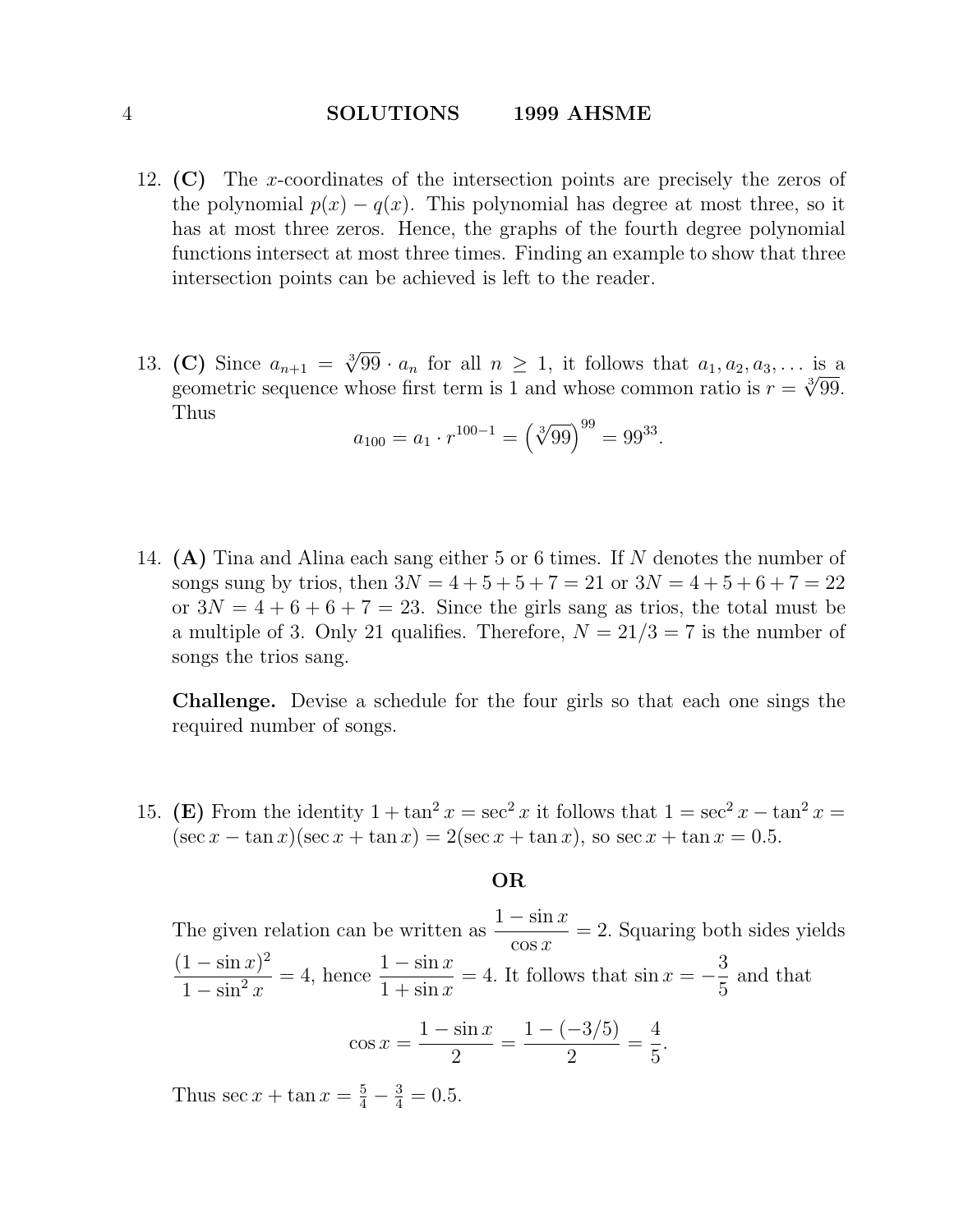12. **(C)** The $x$-coordinates of the intersection points are precisely the zeros of the polynomial $p(x) - q(x)$. This polynomial has degree at most three, so it has at most three zeros. Hence, the graphs of the fourth degree polynomial functions intersect at most three times. Finding an example to show that three intersection points can be achieved is left to the reader.

13. **(C)** Since $a_{n+1} = \sqrt[3]{99} \cdot a_n$ for all $n \geq 1$, it follows that $a_1, a_2, a_3, \ldots$ is a geometric sequence whose first term is 1 and whose common ratio is $r = \sqrt[3]{99}$. Thus

$$a_{100} = a_1 \cdot r^{100-1} = \left(\sqrt[3]{99}\right)^{99} = 99^{33}.$$

14. **(A)** Tina and Alina each sang either 5 or 6 times. If $N$ denotes the number of songs sung by trios, then $3N = 4 + 5 + 5 + 7 = 21$ or $3N = 4 + 5 + 6 + 7 = 22$ or $3N = 4 + 6 + 6 + 7 = 23$. Since the girls sang as trios, the total must be a multiple of 3. Only 21 qualifies. Therefore, $N = 21/3 = 7$ is the number of songs the trios sang.

**Challenge.** Devise a schedule for the four girls so that each one sings the required number of songs.

15. **(E)** From the identity $1 + \tan^2 x = \sec^2 x$ it follows that $1 = \sec^2 x - \tan^2 x = (\sec x - \tan x)(\sec x + \tan x) = 2(\sec x + \tan x)$, so $\sec x + \tan x = 0.5$.

**OR**

The given relation can be written as $\dfrac{1 - \sin x}{\cos x} = 2$. Squaring both sides yields $\dfrac{(1 - \sin x)^2}{1 - \sin^2 x} = 4$, hence $\dfrac{1 - \sin x}{1 + \sin x} = 4$. It follows that $\sin x = -\dfrac{3}{5}$ and that

$$\cos x = \frac{1 - \sin x}{2} = \frac{1 - (-3/5)}{2} = \frac{4}{5}.$$

Thus $\sec x + \tan x = \frac{5}{4} - \frac{3}{4} = 0.5$.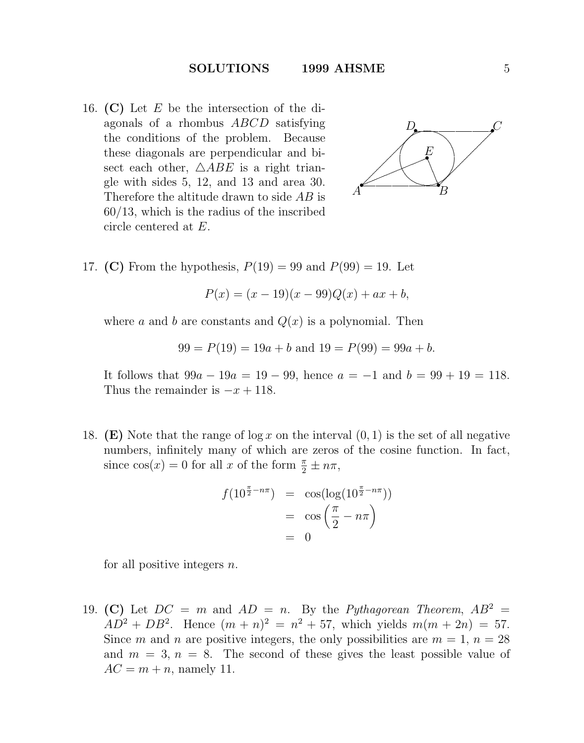16. **(C)** Let $E$ be the intersection of the diagonals of a rhombus $ABCD$ satisfying the conditions of the problem. Because these diagonals are perpendicular and bisect each other, $\triangle ABE$ is a right triangle with sides 5, 12, and 13 and area 30. Therefore the altitude drawn to side $AB$ is $60/13$, which is the radius of the inscribed circle centered at $E$.

17. **(C)** From the hypothesis, $P(19) = 99$ and $P(99) = 19$. Let

$$P(x) = (x - 19)(x - 99)Q(x) + ax + b,$$

where $a$ and $b$ are constants and $Q(x)$ is a polynomial. Then

$$99 = P(19) = 19a + b \text{ and } 19 = P(99) = 99a + b.$$

It follows that $99a - 19a = 19 - 99$, hence $a = -1$ and $b = 99 + 19 = 118$. Thus the remainder is $-x + 118$.

18. **(E)** Note that the range of $\log x$ on the interval $(0, 1)$ is the set of all negative numbers, infinitely many of which are zeros of the cosine function. In fact, since $\cos(x) = 0$ for all $x$ of the form $\frac{\pi}{2} \pm n\pi$,

$$\begin{aligned} f(10^{\frac{\pi}{2}-n\pi}) &= \cos(\log(10^{\frac{\pi}{2}-n\pi})) \\ &= \cos\left(\frac{\pi}{2} - n\pi\right) \\ &= 0 \end{aligned}$$

for all positive integers $n$.

19. **(C)** Let $DC = m$ and $AD = n$. By the *Pythagorean Theorem*, $AB^2 = AD^2 + DB^2$. Hence $(m + n)^2 = n^2 + 57$, which yields $m(m + 2n) = 57$. Since $m$ and $n$ are positive integers, the only possibilities are $m = 1$, $n = 28$ and $m = 3$, $n = 8$. The second of these gives the least possible value of $AC = m + n$, namely 11.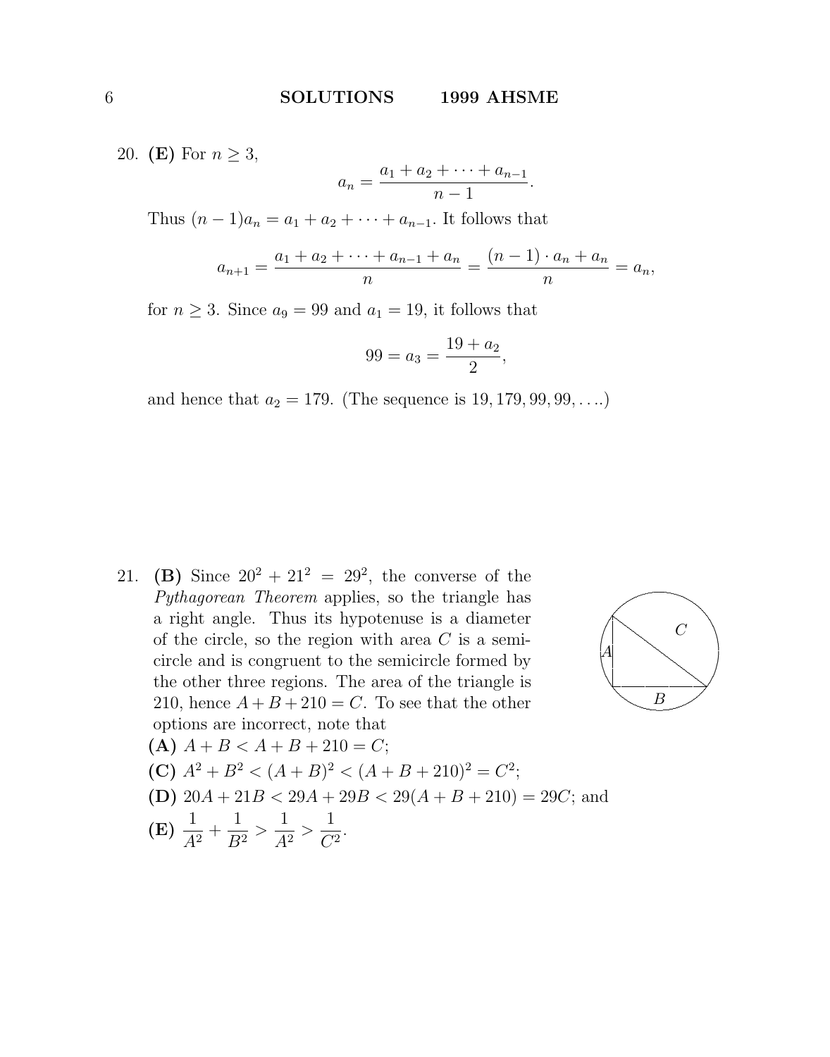20. **(E)** For $n \geq 3$,

$$a_n = \frac{a_1 + a_2 + \cdots + a_{n-1}}{n-1}.$$

Thus $(n-1)a_n = a_1 + a_2 + \cdots + a_{n-1}$. It follows that

$$a_{n+1} = \frac{a_1 + a_2 + \cdots + a_{n-1} + a_n}{n} = \frac{(n-1) \cdot a_n + a_n}{n} = a_n,$$

for $n \geq 3$. Since $a_9 = 99$ and $a_1 = 19$, it follows that

$$99 = a_3 = \frac{19 + a_2}{2},$$

and hence that $a_2 = 179$. (The sequence is $19, 179, 99, 99, \ldots$.)

21. **(B)** Since $20^2 + 21^2 = 29^2$, the converse of the *Pythagorean Theorem* applies, so the triangle has a right angle. Thus its hypotenuse is a diameter of the circle, so the region with area $C$ is a semicircle and is congruent to the semicircle formed by the other three regions. The area of the triangle is 210, hence $A + B + 210 = C$. To see that the other options are incorrect, note that

**(A)** $A + B < A + B + 210 = C$;

**(C)** $A^2 + B^2 < (A+B)^2 < (A + B + 210)^2 = C^2$;

**(D)** $20A + 21B < 29A + 29B < 29(A + B + 210) = 29C$; and

**(E)** $\dfrac{1}{A^2} + \dfrac{1}{B^2} > \dfrac{1}{A^2} > \dfrac{1}{C^2}$.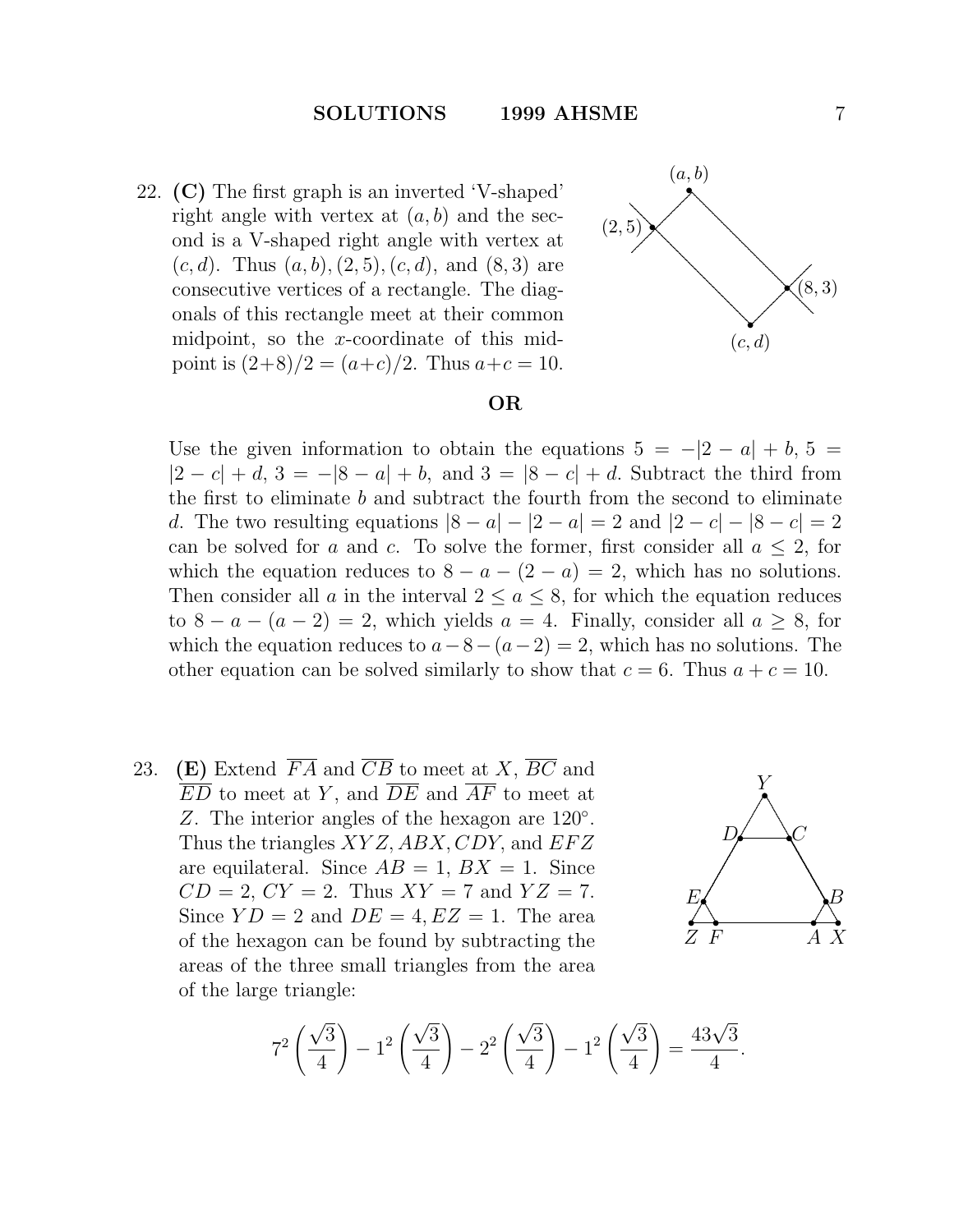22. **(C)** The first graph is an inverted 'V-shaped' right angle with vertex at $(a, b)$ and the second is a V-shaped right angle with vertex at $(c, d)$. Thus $(a, b), (2, 5), (c, d)$, and $(8, 3)$ are consecutive vertices of a rectangle. The diagonals of this rectangle meet at their common midpoint, so the $x$-coordinate of this midpoint is $(2+8)/2 = (a+c)/2$. Thus $a+c = 10$.

**OR**

Use the given information to obtain the equations $5 = -|2 - a| + b$, $5 = |2 - c| + d$, $3 = -|8 - a| + b$, and $3 = |8 - c| + d$. Subtract the third from the first to eliminate $b$ and subtract the fourth from the second to eliminate $d$. The two resulting equations $|8 - a| - |2 - a| = 2$ and $|2 - c| - |8 - c| = 2$ can be solved for $a$ and $c$. To solve the former, first consider all $a \leq 2$, for which the equation reduces to $8 - a - (2 - a) = 2$, which has no solutions. Then consider all $a$ in the interval $2 \leq a \leq 8$, for which the equation reduces to $8 - a - (a - 2) = 2$, which yields $a = 4$. Finally, consider all $a \geq 8$, for which the equation reduces to $a - 8 - (a - 2) = 2$, which has no solutions. The other equation can be solved similarly to show that $c = 6$. Thus $a + c = 10$.

23. **(E)** Extend $\overline{FA}$ and $\overline{CB}$ to meet at $X$, $\overline{BC}$ and $\overline{ED}$ to meet at $Y$, and $\overline{DE}$ and $\overline{AF}$ to meet at $Z$. The interior angles of the hexagon are $120°$. Thus the triangles $XYZ, ABX, CDY$, and $EFZ$ are equilateral. Since $AB = 1$, $BX = 1$. Since $CD = 2$, $CY = 2$. Thus $XY = 7$ and $YZ = 7$. Since $YD = 2$ and $DE = 4, EZ = 1$. The area of the hexagon can be found by subtracting the areas of the three small triangles from the area of the large triangle:

$$7^2\left(\frac{\sqrt{3}}{4}\right) - 1^2\left(\frac{\sqrt{3}}{4}\right) - 2^2\left(\frac{\sqrt{3}}{4}\right) - 1^2\left(\frac{\sqrt{3}}{4}\right) = \frac{43\sqrt{3}}{4}.$$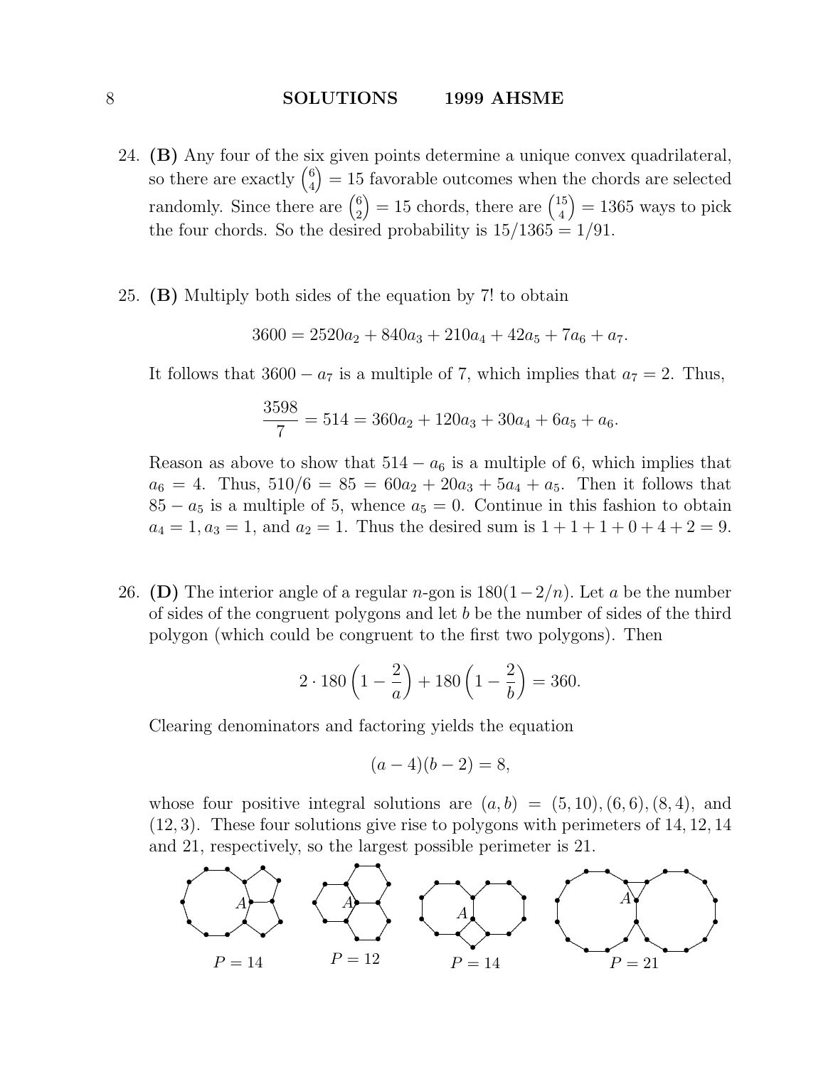24. **(B)** Any four of the six given points determine a unique convex quadrilateral, so there are exactly $\binom{6}{4} = 15$ favorable outcomes when the chords are selected randomly. Since there are $\binom{6}{2} = 15$ chords, there are $\binom{15}{4} = 1365$ ways to pick the four chords. So the desired probability is $15/1365 = 1/91$.

25. **(B)** Multiply both sides of the equation by 7! to obtain

$$3600 = 2520a_2 + 840a_3 + 210a_4 + 42a_5 + 7a_6 + a_7.$$

It follows that $3600 - a_7$ is a multiple of 7, which implies that $a_7 = 2$. Thus,

$$\frac{3598}{7} = 514 = 360a_2 + 120a_3 + 30a_4 + 6a_5 + a_6.$$

Reason as above to show that $514 - a_6$ is a multiple of 6, which implies that $a_6 = 4$. Thus, $510/6 = 85 = 60a_2 + 20a_3 + 5a_4 + a_5$. Then it follows that $85 - a_5$ is a multiple of 5, whence $a_5 = 0$. Continue in this fashion to obtain $a_4 = 1, a_3 = 1$, and $a_2 = 1$. Thus the desired sum is $1 + 1 + 1 + 0 + 4 + 2 = 9$.

26. **(D)** The interior angle of a regular $n$-gon is $180(1-2/n)$. Let $a$ be the number of sides of the congruent polygons and let $b$ be the number of sides of the third polygon (which could be congruent to the first two polygons). Then

$$2 \cdot 180\left(1 - \frac{2}{a}\right) + 180\left(1 - \frac{2}{b}\right) = 360.$$

Clearing denominators and factoring yields the equation

$$(a-4)(b-2) = 8,$$

whose four positive integral solutions are $(a, b) = (5, 10), (6, 6), (8, 4)$, and $(12, 3)$. These four solutions give rise to polygons with perimeters of 14, 12, 14 and 21, respectively, so the largest possible perimeter is 21.

$P = 14$ $P = 12$ $P = 14$ $P = 21$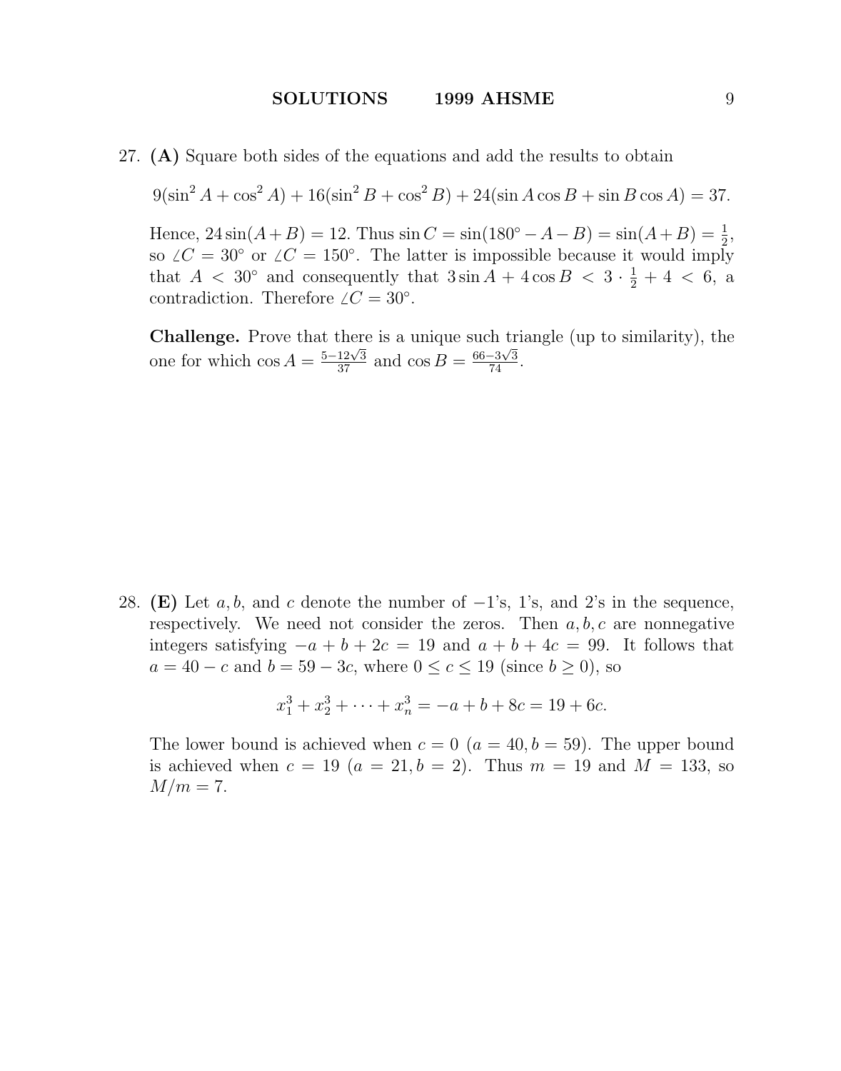27. **(A)** Square both sides of the equations and add the results to obtain

$$9(\sin^2 A + \cos^2 A) + 16(\sin^2 B + \cos^2 B) + 24(\sin A \cos B + \sin B \cos A) = 37.$$

Hence, $24\sin(A+B) = 12$. Thus $\sin C = \sin(180^\circ - A - B) = \sin(A+B) = \frac{1}{2}$, so $\angle C = 30^\circ$ or $\angle C = 150^\circ$. The latter is impossible because it would imply that $A < 30^\circ$ and consequently that $3\sin A + 4\cos B < 3 \cdot \frac{1}{2} + 4 < 6$, a contradiction. Therefore $\angle C = 30^\circ$.

**Challenge.** Prove that there is a unique such triangle (up to similarity), the one for which $\cos A = \frac{5-12\sqrt{3}}{37}$ and $\cos B = \frac{66-3\sqrt{3}}{74}$.

28. **(E)** Let $a, b$, and $c$ denote the number of $-1$'s, 1's, and 2's in the sequence, respectively. We need not consider the zeros. Then $a, b, c$ are nonnegative integers satisfying $-a + b + 2c = 19$ and $a + b + 4c = 99$. It follows that $a = 40 - c$ and $b = 59 - 3c$, where $0 \le c \le 19$ (since $b \ge 0$), so

$$x_1^3 + x_2^3 + \cdots + x_n^3 = -a + b + 8c = 19 + 6c.$$

The lower bound is achieved when $c = 0$ ($a = 40, b = 59$). The upper bound is achieved when $c = 19$ ($a = 21, b = 2$). Thus $m = 19$ and $M = 133$, so $M/m = 7$.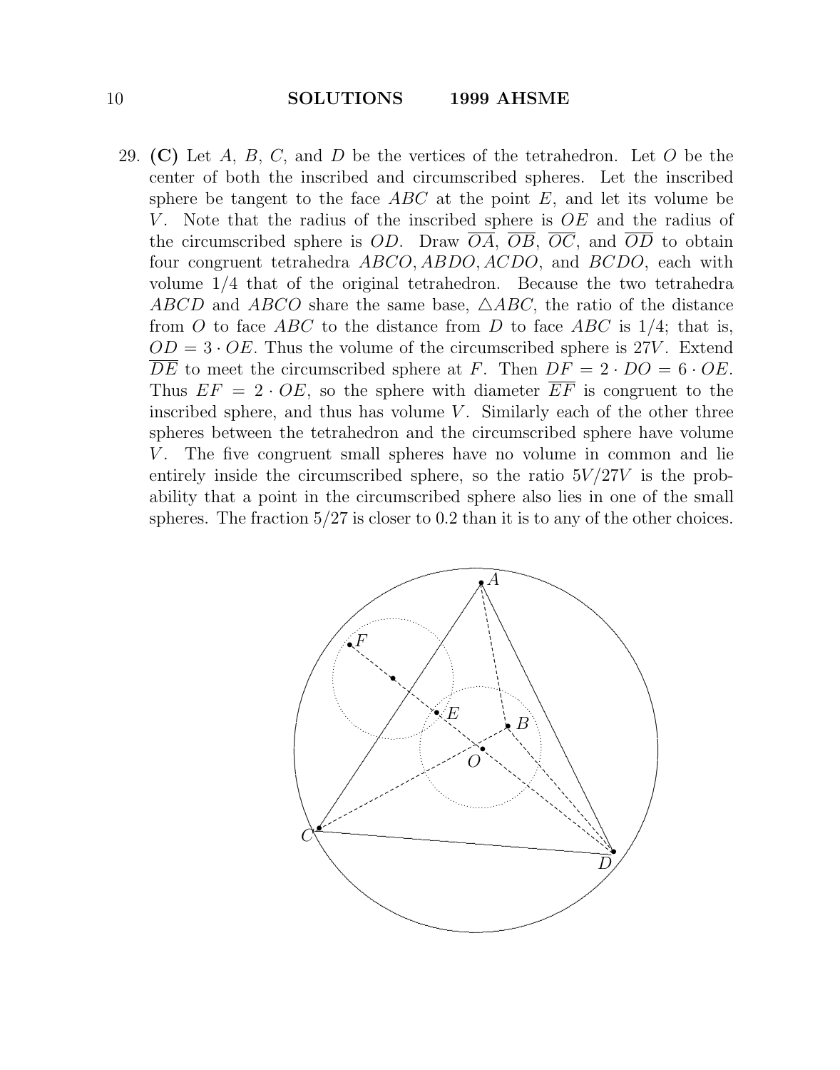29. **(C)** Let $A$, $B$, $C$, and $D$ be the vertices of the tetrahedron. Let $O$ be the center of both the inscribed and circumscribed spheres. Let the inscribed sphere be tangent to the face $ABC$ at the point $E$, and let its volume be $V$. Note that the radius of the inscribed sphere is $OE$ and the radius of the circumscribed sphere is $OD$. Draw $\overline{OA}$, $\overline{OB}$, $\overline{OC}$, and $\overline{OD}$ to obtain four congruent tetrahedra $ABCO, ABDO, ACDO$, and $BCDO$, each with volume $1/4$ that of the original tetrahedron. Because the two tetrahedra $ABCD$ and $ABCO$ share the same base, $\triangle ABC$, the ratio of the distance from $O$ to face $ABC$ to the distance from $D$ to face $ABC$ is $1/4$; that is, $OD = 3 \cdot OE$. Thus the volume of the circumscribed sphere is $27V$. Extend $\overline{DE}$ to meet the circumscribed sphere at $F$. Then $DF = 2 \cdot DO = 6 \cdot OE$. Thus $EF = 2 \cdot OE$, so the sphere with diameter $\overline{EF}$ is congruent to the inscribed sphere, and thus has volume $V$. Similarly each of the other three spheres between the tetrahedron and the circumscribed sphere have volume $V$. The five congruent small spheres have no volume in common and lie entirely inside the circumscribed sphere, so the ratio $5V/27V$ is the probability that a point in the circumscribed sphere also lies in one of the small spheres. The fraction $5/27$ is closer to $0.2$ than it is to any of the other choices.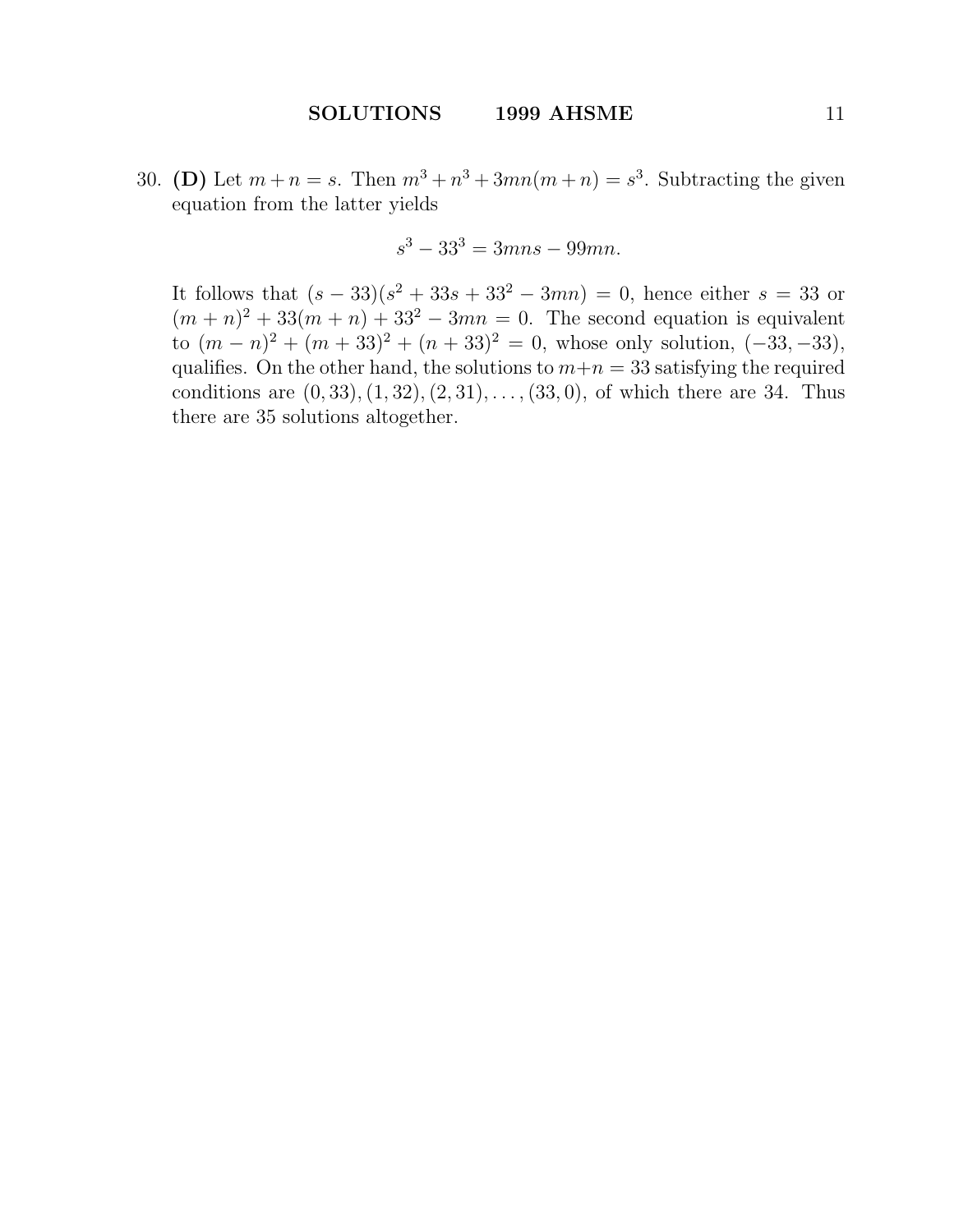30. **(D)** Let $m+n=s$. Then $m^3+n^3+3mn(m+n)=s^3$. Subtracting the given equation from the latter yields

$$s^3-33^3=3mns-99mn.$$

It follows that $(s-33)(s^2+33s+33^2-3mn)=0$, hence either $s=33$ or $(m+n)^2+33(m+n)+33^2-3mn=0$. The second equation is equivalent to $(m-n)^2+(m+33)^2+(n+33)^2=0$, whose only solution, $(-33,-33)$, qualifies. On the other hand, the solutions to $m+n=33$ satisfying the required conditions are $(0,33),(1,32),(2,31),\ldots,(33,0)$, of which there are 34. Thus there are 35 solutions altogether.